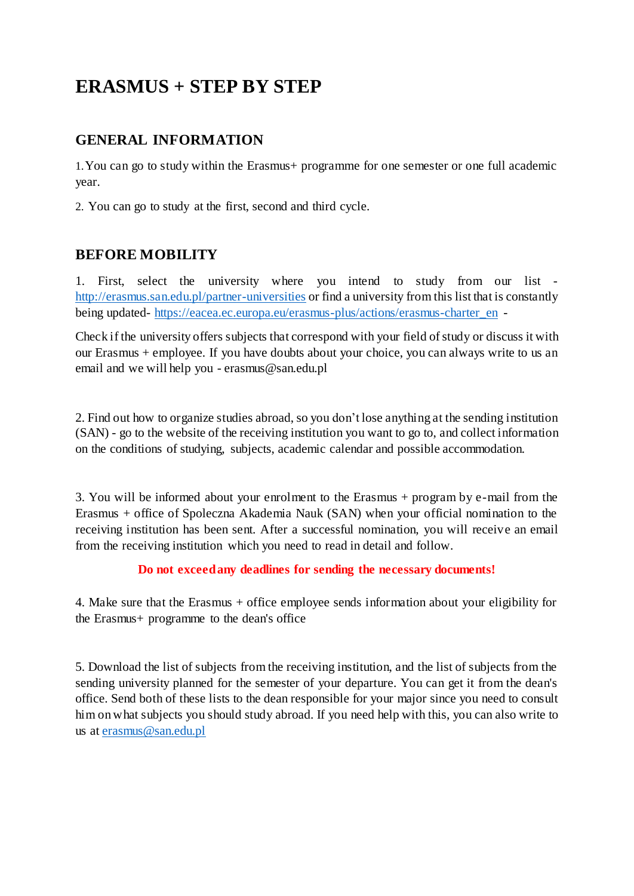# ERASMUS + STEP BY STEP

## GENERAL INFORMATION

1. You can go to study within the Erasmus+ programme for one semester or one full academic year.

2. You can go to study at the first, second and third cycle.

## BEFORE MOBILITY

1. First, select the university where you intend to study from our list - http://erasmus.san.edu.pl/partner-universities or find a university from this list that is constantly being updated- https://eacea.ec.europa.eu/erasmus-plus/actions/erasmus-charter_en -

Check if the university offers subjects that correspond with your field of study or discuss it with our Erasmus + employee. If you have doubts about your choice, you can always write to us an email and we will help you - erasmus@san.edu.pl

2. Find out how to organize studies abroad, so you don't lose anything at the sending institution (SAN) - go to the website of the receiving institution you want to go to, and collect information on the conditions of studying, subjects, academic calendar and possible accommodation.

3. You will be informed about your enrolment to the Erasmus + program by e-mail from the Erasmus + office of Spoleczna Akademia Nauk (SAN) when your official nomination to the receiving institution has been sent. After a successful nomination, you will receive an email from the receiving institution which you need to read in detail and follow.

**Do not exceed any deadlines for sending the necessary documents!**

4. Make sure that the Erasmus + office employee sends information about your eligibility for the Erasmus+ programme to the dean's office

5. Download the list of subjects from the receiving institution, and the list of subjects from the sending university planned for the semester of your departure. You can get it from the dean's office. Send both of these lists to the dean responsible for your major since you need to consult him on what subjects you should study abroad. If you need help with this, you can also write to us at erasmus@san.edu.pl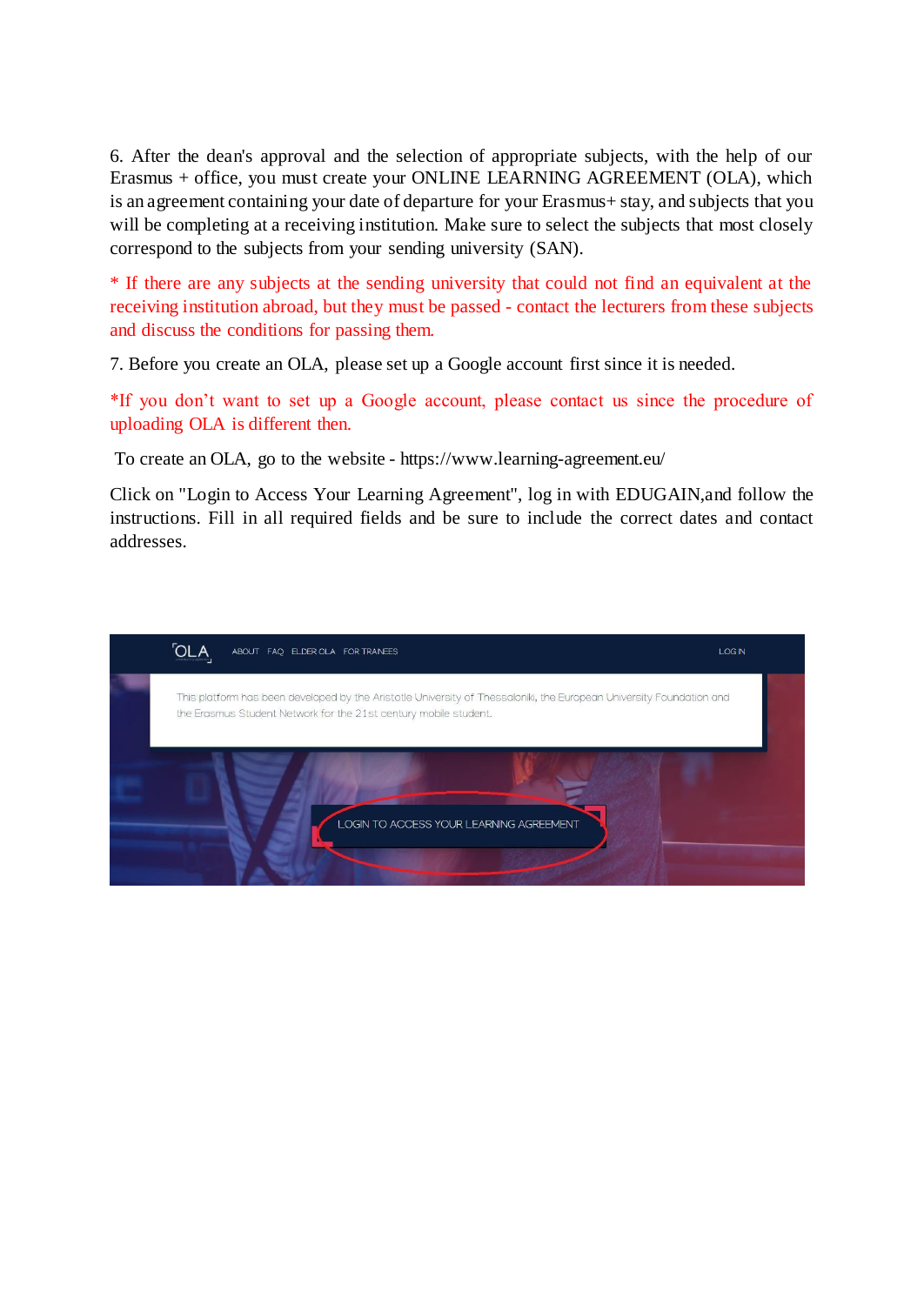6. After the dean's approval and the selection of appropriate subjects, with the help of our Erasmus + office, you must create your ONLINE LEARNING AGREEMENT (OLA), which is an agreement containing your date of departure for your Erasmus+ stay, and subjects that you will be completing at a receiving institution. Make sure to select the subjects that most closely correspond to the subjects from your sending university (SAN).

* If there are any subjects at the sending university that could not find an equivalent at the receiving institution abroad, but they must be passed - contact the lecturers from these subjects and discuss the conditions for passing them.

7. Before you create an OLA, please set up a Google account first since it is needed.

*If you don't want to set up a Google account, please contact us since the procedure of uploading OLA is different then.

To create an OLA, go to the website - https://www.learning-agreement.eu/

Click on "Login to Access Your Learning Agreement", log in with EDUGAIN,and follow the instructions. Fill in all required fields and be sure to include the correct dates and contact addresses.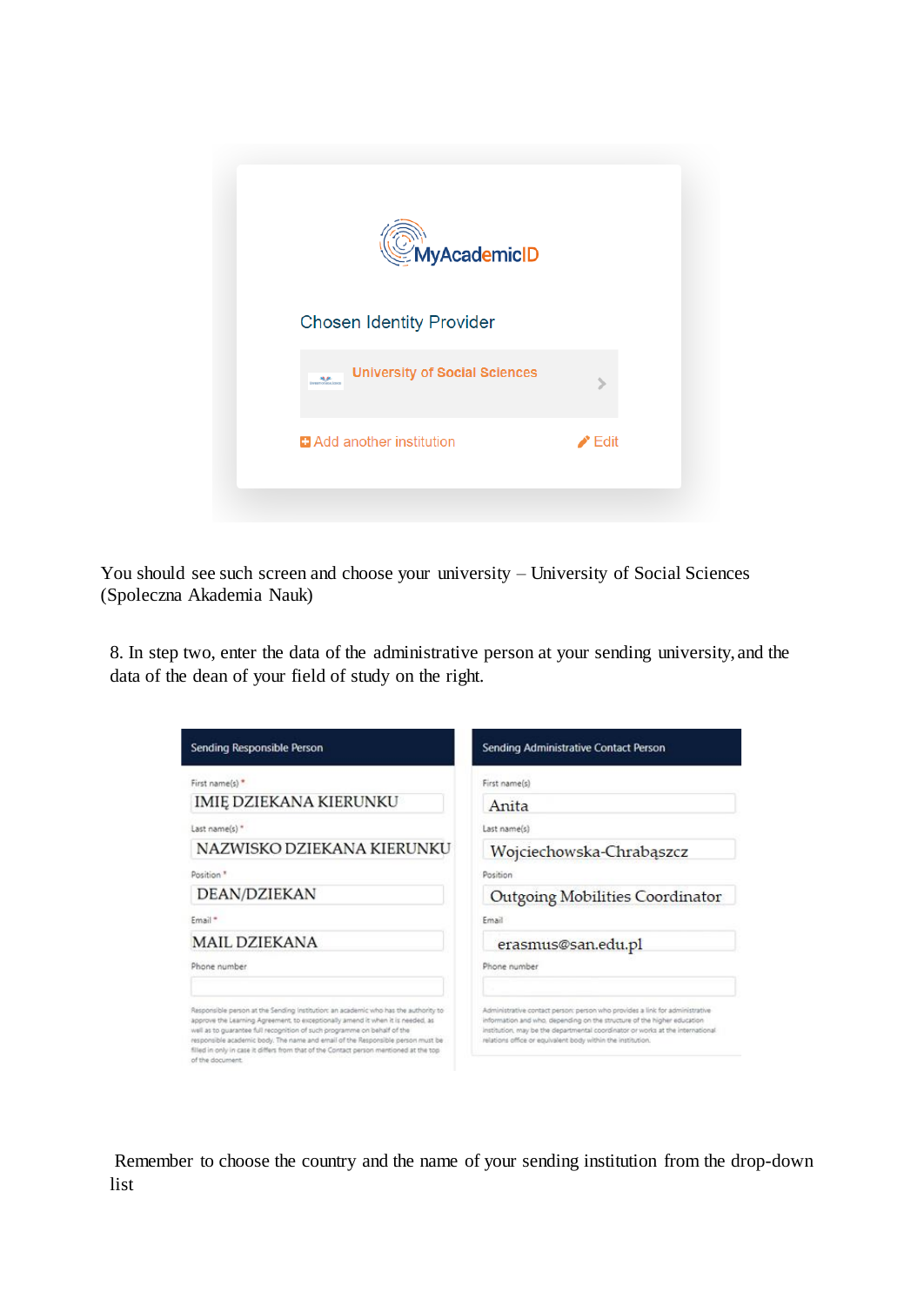MyAcademicID

Chosen Identity Provider

University of Social Sciences

Add another institution Edit

You should see such screen and choose your university – University of Social Sciences (Spoleczna Akademia Nauk)

8. In step two, enter the data of the administrative person at your sending university, and the data of the dean of your field of study on the right.

| Sending Responsible Person | Sending Administrative Contact Person |
|---|---|
| First name(s) *: IMIĘ DZIEKANA KIERUNKU | First name(s): Anita |
| Last name(s) *: NAZWISKO DZIEKANA KIERUNKU | Last name(s): Wojciechowska-Chrabąszcz |
| Position *: DEAN/DZIEKAN | Position: Outgoing Mobilities Coordinator |
| Email *: MAIL DZIEKANA | Email: erasmus@san.edu.pl |
| Phone number: | Phone number: |
| Responsible person at the Sending Institution: an academic who has the authority to approve the Learning Agreement, to exceptionally amend it when it is needed, as well as to guarantee full recognition of such programme on behalf of the responsible academic body. The name and email of the Responsible person must be filled in only in case it differs from that of the Contact person mentioned at the top of the document. | Administrative contact person: person who provides a link for administrative information and who, depending on the structure of the higher education institution, may be the departmental coordinator or works at the international relations office or equivalent body within the institution. |

Remember to choose the country and the name of your sending institution from the drop-down list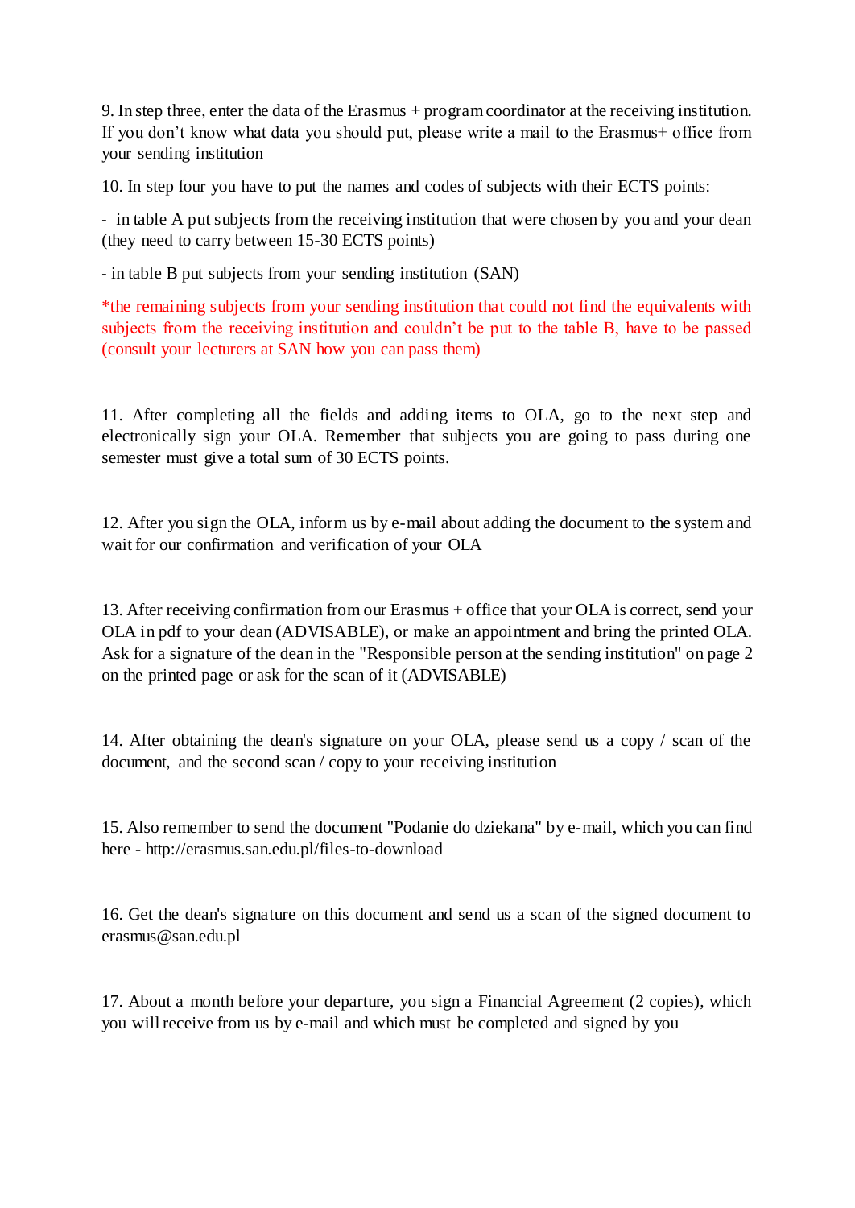9. In step three, enter the data of the Erasmus + program coordinator at the receiving institution. If you don't know what data you should put, please write a mail to the Erasmus+ office from your sending institution

10. In step four you have to put the names and codes of subjects with their ECTS points:

- in table A put subjects from the receiving institution that were chosen by you and your dean (they need to carry between 15-30 ECTS points)
- in table B put subjects from your sending institution (SAN)

*the remaining subjects from your sending institution that could not find the equivalents with subjects from the receiving institution and couldn't be put to the table B, have to be passed (consult your lecturers at SAN how you can pass them)

11. After completing all the fields and adding items to OLA, go to the next step and electronically sign your OLA. Remember that subjects you are going to pass during one semester must give a total sum of 30 ECTS points.

12. After you sign the OLA, inform us by e-mail about adding the document to the system and wait for our confirmation and verification of your OLA

13. After receiving confirmation from our Erasmus + office that your OLA is correct, send your OLA in pdf to your dean (ADVISABLE), or make an appointment and bring the printed OLA. Ask for a signature of the dean in the "Responsible person at the sending institution" on page 2 on the printed page or ask for the scan of it (ADVISABLE)

14. After obtaining the dean's signature on your OLA, please send us a copy / scan of the document, and the second scan / copy to your receiving institution

15. Also remember to send the document "Podanie do dziekana" by e-mail, which you can find here - http://erasmus.san.edu.pl/files-to-download

16. Get the dean's signature on this document and send us a scan of the signed document to erasmus@san.edu.pl

17. About a month before your departure, you sign a Financial Agreement (2 copies), which you will receive from us by e-mail and which must be completed and signed by you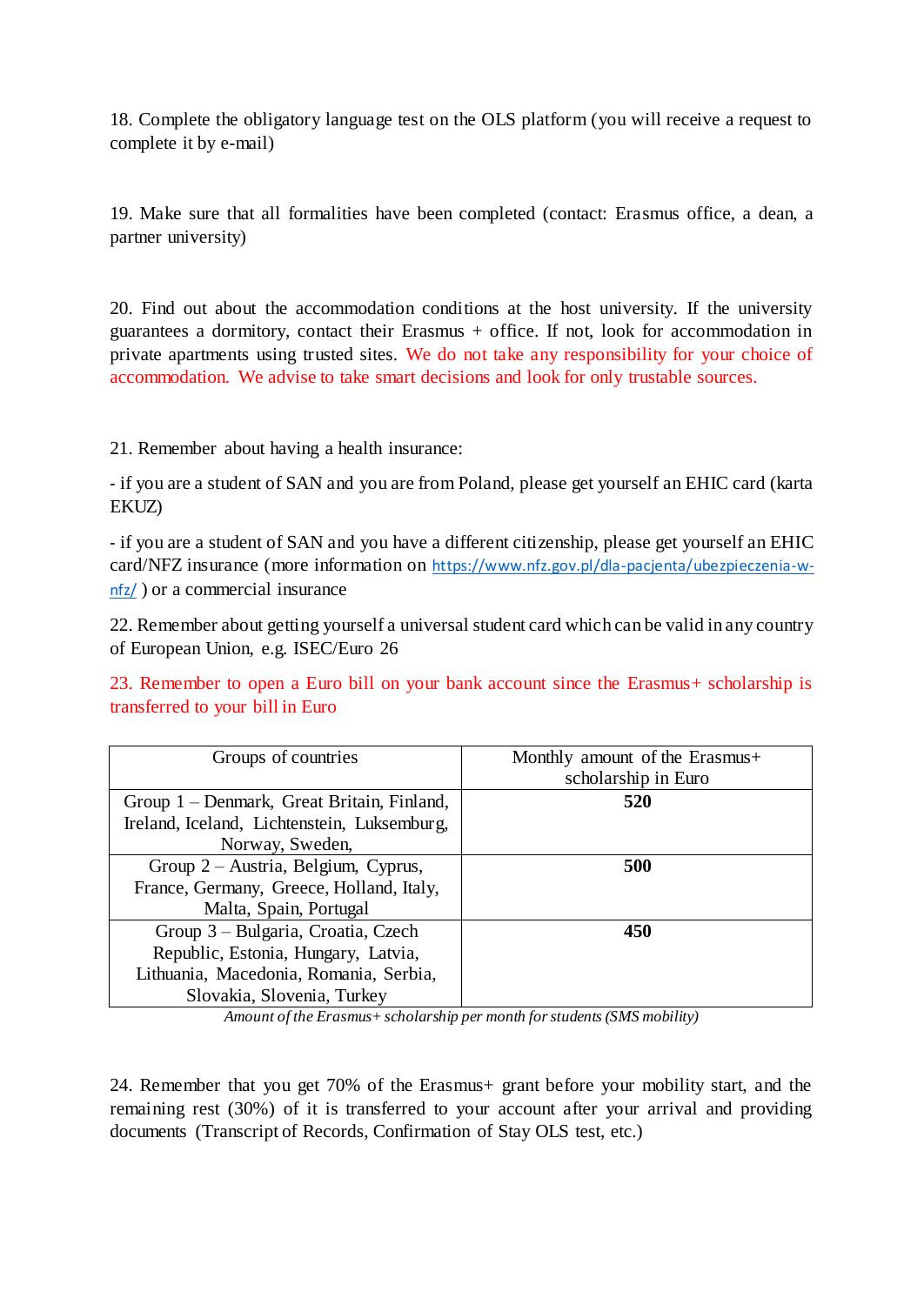18. Complete the obligatory language test on the OLS platform (you will receive a request to complete it by e-mail)

19. Make sure that all formalities have been completed (contact: Erasmus office, a dean, a partner university)

20. Find out about the accommodation conditions at the host university. If the university guarantees a dormitory, contact their Erasmus + office. If not, look for accommodation in private apartments using trusted sites. We do not take any responsibility for your choice of accommodation. We advise to take smart decisions and look for only trustable sources.

21. Remember about having a health insurance:

- if you are a student of SAN and you are from Poland, please get yourself an EHIC card (karta EKUZ)

- if you are a student of SAN and you have a different citizenship, please get yourself an EHIC card/NFZ insurance (more information on https://www.nfz.gov.pl/dla-pacjenta/ubezpieczenia-w-nfz/ ) or a commercial insurance

22. Remember about getting yourself a universal student card which can be valid in any country of European Union, e.g. ISEC/Euro 26

23. Remember to open a Euro bill on your bank account since the Erasmus+ scholarship is transferred to your bill in Euro

| Groups of countries | Monthly amount of the Erasmus+ scholarship in Euro |
|---|---|
| Group 1 – Denmark, Great Britain, Finland, Ireland, Iceland, Lichtenstein, Luksemburg, Norway, Sweden, | **520** |
| Group 2 – Austria, Belgium, Cyprus, France, Germany, Greece, Holland, Italy, Malta, Spain, Portugal | **500** |
| Group 3 – Bulgaria, Croatia, Czech Republic, Estonia, Hungary, Latvia, Lithuania, Macedonia, Romania, Serbia, Slovakia, Slovenia, Turkey | **450** |

*Amount of the Erasmus+ scholarship per month for students (SMS mobility)*

24. Remember that you get 70% of the Erasmus+ grant before your mobility start, and the remaining rest (30%) of it is transferred to your account after your arrival and providing documents (Transcript of Records, Confirmation of Stay OLS test, etc.)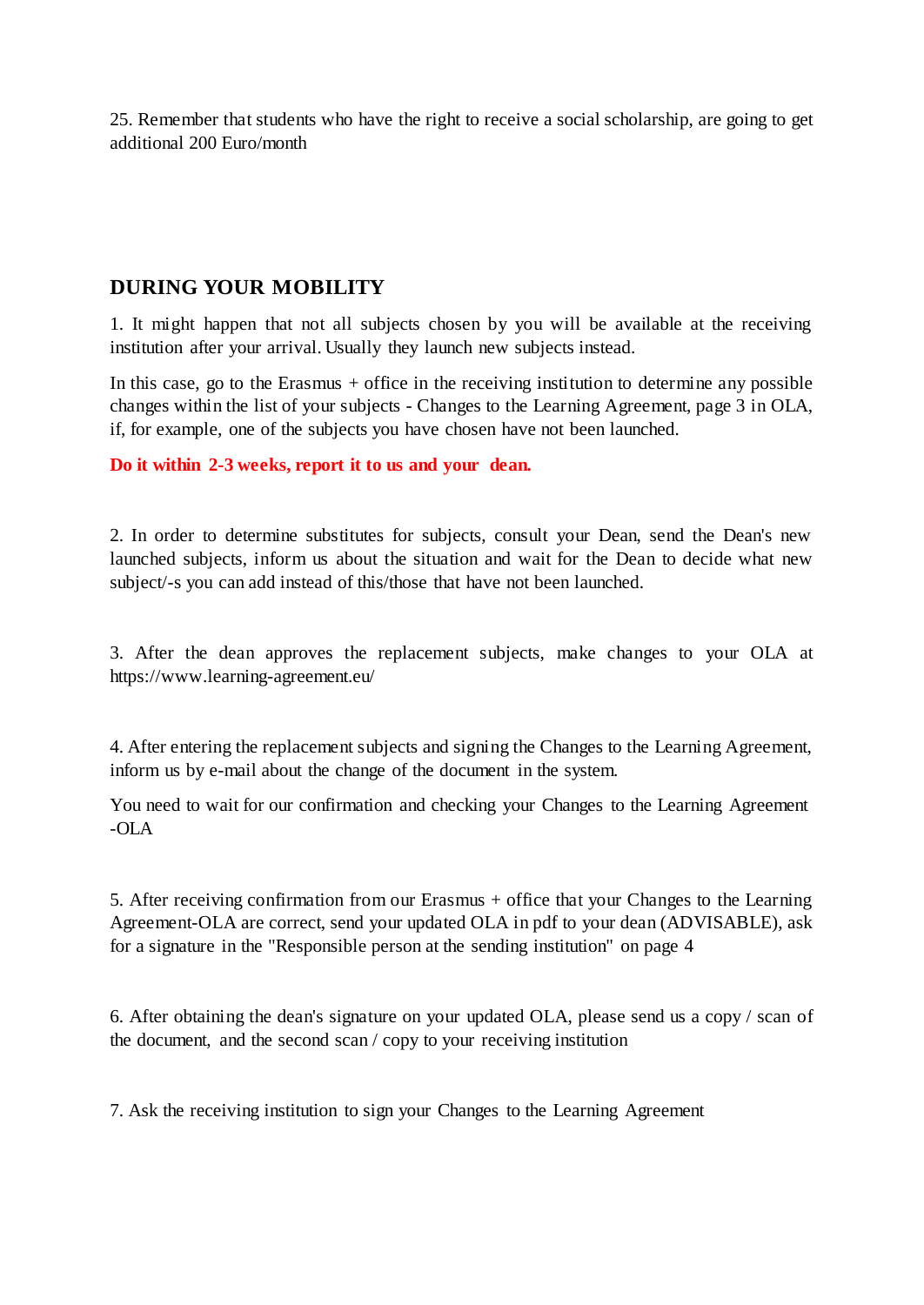25. Remember that students who have the right to receive a social scholarship, are going to get additional 200 Euro/month

## DURING YOUR MOBILITY

1. It might happen that not all subjects chosen by you will be available at the receiving institution after your arrival. Usually they launch new subjects instead.

In this case, go to the Erasmus + office in the receiving institution to determine any possible changes within the list of your subjects - Changes to the Learning Agreement, page 3 in OLA, if, for example, one of the subjects you have chosen have not been launched.

**Do it within 2-3 weeks, report it to us and your dean.**

2. In order to determine substitutes for subjects, consult your Dean, send the Dean's new launched subjects, inform us about the situation and wait for the Dean to decide what new subject/-s you can add instead of this/those that have not been launched.

3. After the dean approves the replacement subjects, make changes to your OLA at https://www.learning-agreement.eu/

4. After entering the replacement subjects and signing the Changes to the Learning Agreement, inform us by e-mail about the change of the document in the system.

You need to wait for our confirmation and checking your Changes to the Learning Agreement -OLA

5. After receiving confirmation from our Erasmus + office that your Changes to the Learning Agreement-OLA are correct, send your updated OLA in pdf to your dean (ADVISABLE), ask for a signature in the "Responsible person at the sending institution" on page 4

6. After obtaining the dean's signature on your updated OLA, please send us a copy / scan of the document, and the second scan / copy to your receiving institution

7. Ask the receiving institution to sign your Changes to the Learning Agreement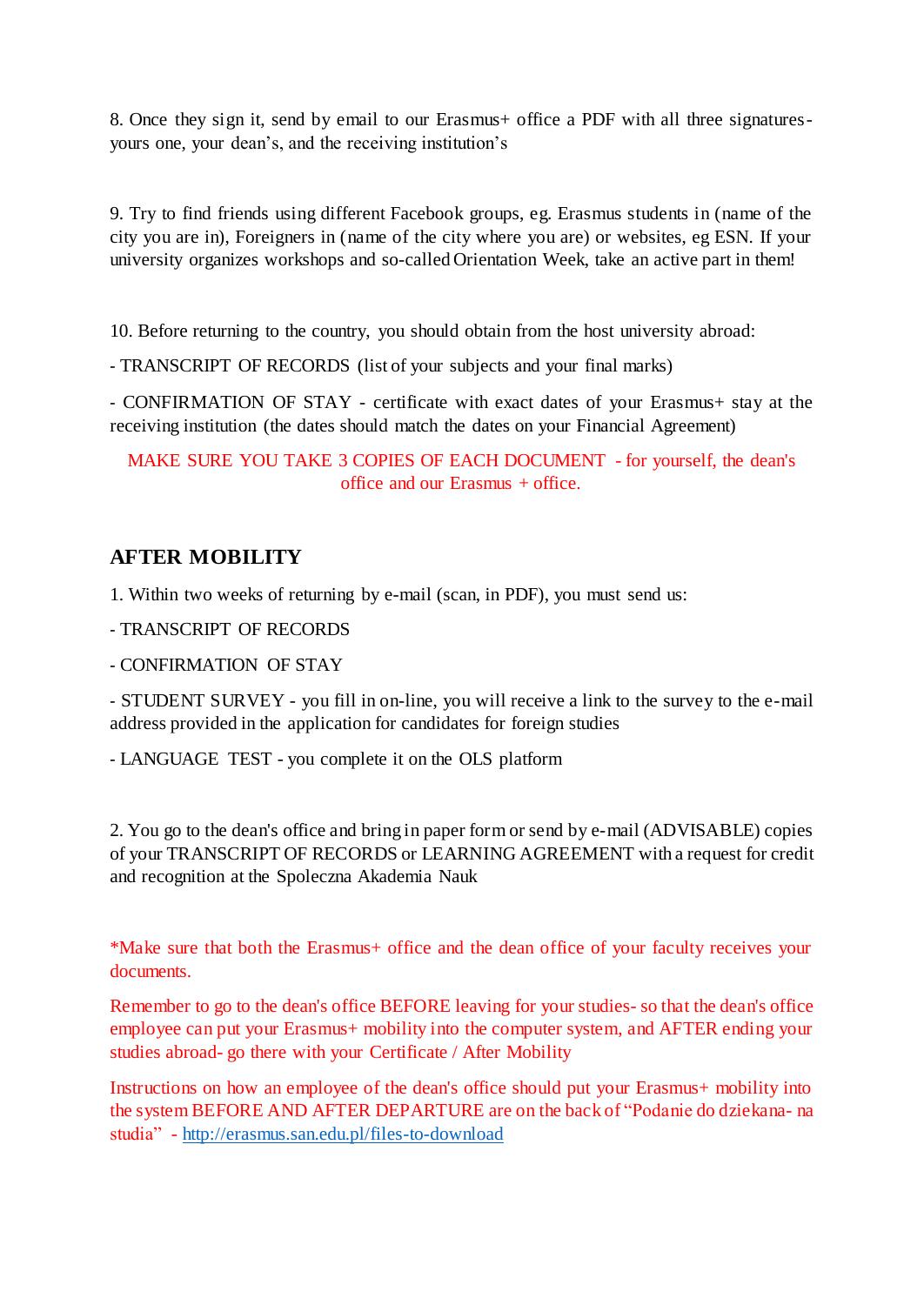8. Once they sign it, send by email to our Erasmus+ office a PDF with all three signatures- yours one, your dean's, and the receiving institution's

9. Try to find friends using different Facebook groups, eg. Erasmus students in (name of the city you are in), Foreigners in (name of the city where you are) or websites, eg ESN. If your university organizes workshops and so-called Orientation Week, take an active part in them!

10. Before returning to the country, you should obtain from the host university abroad:

- TRANSCRIPT OF RECORDS (list of your subjects and your final marks)

- CONFIRMATION OF STAY - certificate with exact dates of your Erasmus+ stay at the receiving institution (the dates should match the dates on your Financial Agreement)

MAKE SURE YOU TAKE 3 COPIES OF EACH DOCUMENT - for yourself, the dean's office and our Erasmus + office.

## AFTER MOBILITY

1. Within two weeks of returning by e-mail (scan, in PDF), you must send us:

- TRANSCRIPT OF RECORDS

- CONFIRMATION OF STAY

- STUDENT SURVEY - you fill in on-line, you will receive a link to the survey to the e-mail address provided in the application for candidates for foreign studies

- LANGUAGE TEST - you complete it on the OLS platform

2. You go to the dean's office and bring in paper form or send by e-mail (ADVISABLE) copies of your TRANSCRIPT OF RECORDS or LEARNING AGREEMENT with a request for credit and recognition at the Spoleczna Akademia Nauk

*Make sure that both the Erasmus+ office and the dean office of your faculty receives your documents.

Remember to go to the dean's office BEFORE leaving for your studies- so that the dean's office employee can put your Erasmus+ mobility into the computer system, and AFTER ending your studies abroad- go there with your Certificate / After Mobility

Instructions on how an employee of the dean's office should put your Erasmus+ mobility into the system BEFORE AND AFTER DEPARTURE are on the back of "Podanie do dziekana- na studia" - [http://erasmus.san.edu.pl/files-to-download](http://erasmus.san.edu.pl/files-to-download)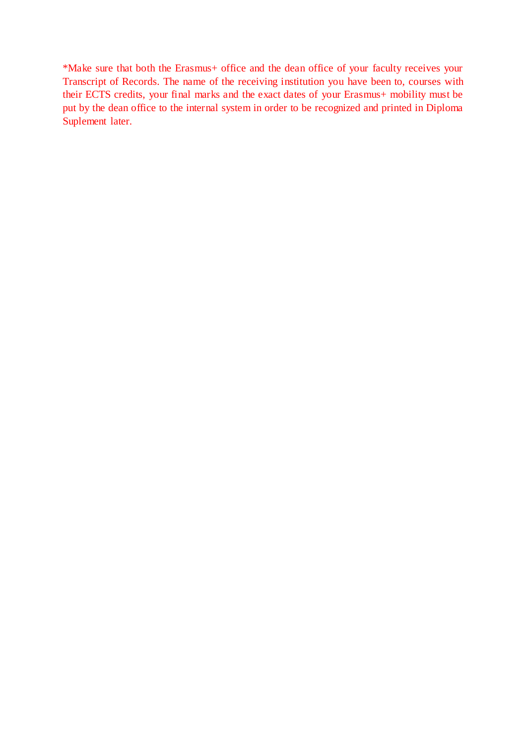*Make sure that both the Erasmus+ office and the dean office of your faculty receives your Transcript of Records. The name of the receiving institution you have been to, courses with their ECTS credits, your final marks and the exact dates of your Erasmus+ mobility must be put by the dean office to the internal system in order to be recognized and printed in Diploma Suplement later.